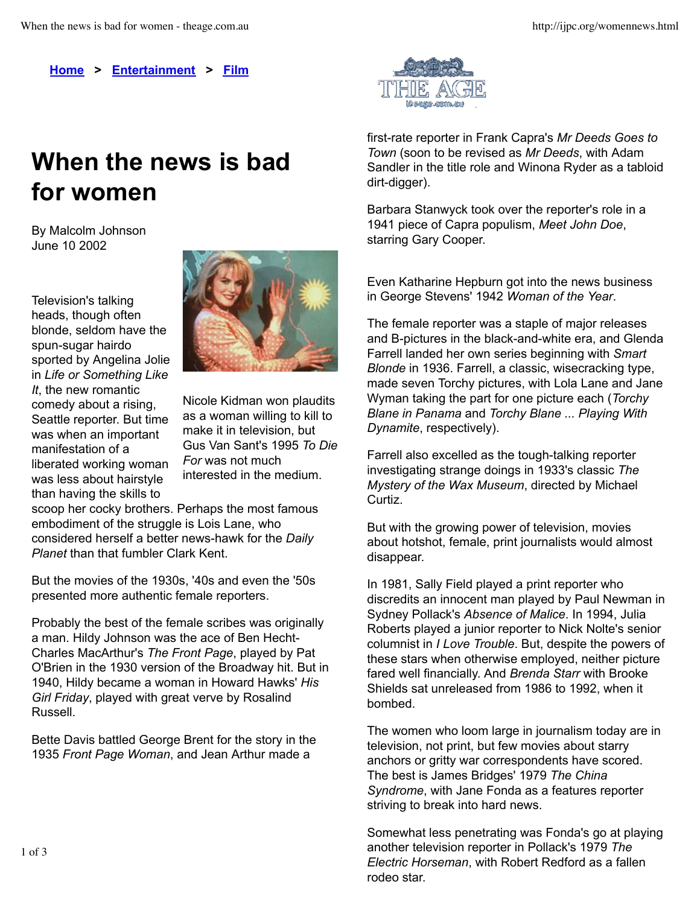[Home](#) > [Entertainment](#) > [Film](#)

# When the news is bad for women

By Malcolm Johnson
June 10 2002

Television's talking heads, though often blonde, seldom have the spun-sugar hairdo sported by Angelina Jolie in *Life or Something Like It*, the new romantic comedy about a rising, Seattle reporter. But time was when an important manifestation of a liberated working woman was less about hairstyle than having the skills to scoop her cocky brothers. Perhaps the most famous embodiment of the struggle is Lois Lane, who considered herself a better news-hawk for the *Daily Planet* than that fumbler Clark Kent.

Nicole Kidman won plaudits as a woman willing to kill to make it in television, but Gus Van Sant's 1995 *To Die For* was not much interested in the medium.

But the movies of the 1930s, '40s and even the '50s presented more authentic female reporters.

Probably the best of the female scribes was originally a man. Hildy Johnson was the ace of Ben Hecht-Charles MacArthur's *The Front Page*, played by Pat O'Brien in the 1930 version of the Broadway hit. But in 1940, Hildy became a woman in Howard Hawks' *His Girl Friday*, played with great verve by Rosalind Russell.

Bette Davis battled George Brent for the story in the 1935 *Front Page Woman*, and Jean Arthur made a first-rate reporter in Frank Capra's *Mr Deeds Goes to Town* (soon to be revised as *Mr Deeds*, with Adam Sandler in the title role and Winona Ryder as a tabloid dirt-digger).

Barbara Stanwyck took over the reporter's role in a 1941 piece of Capra populism, *Meet John Doe*, starring Gary Cooper.

Even Katharine Hepburn got into the news business in George Stevens' 1942 *Woman of the Year*.

The female reporter was a staple of major releases and B-pictures in the black-and-white era, and Glenda Farrell landed her own series beginning with *Smart Blonde* in 1936. Farrell, a classic, wisecracking type, made seven Torchy pictures, with Lola Lane and Jane Wyman taking the part for one picture each (*Torchy Blane in Panama* and *Torchy Blane ... Playing With Dynamite*, respectively).

Farrell also excelled as the tough-talking reporter investigating strange doings in 1933's classic *The Mystery of the Wax Museum*, directed by Michael Curtiz.

But with the growing power of television, movies about hotshot, female, print journalists would almost disappear.

In 1981, Sally Field played a print reporter who discredits an innocent man played by Paul Newman in Sydney Pollack's *Absence of Malice*. In 1994, Julia Roberts played a junior reporter to Nick Nolte's senior columnist in *I Love Trouble*. But, despite the powers of these stars when otherwise employed, neither picture fared well financially. And *Brenda Starr* with Brooke Shields sat unreleased from 1986 to 1992, when it bombed.

The women who loom large in journalism today are in television, not print, but few movies about starry anchors or gritty war correspondents have scored. The best is James Bridges' 1979 *The China Syndrome*, with Jane Fonda as a features reporter striving to break into hard news.

Somewhat less penetrating was Fonda's go at playing another television reporter in Pollack's 1979 *The Electric Horseman*, with Robert Redford as a fallen rodeo star.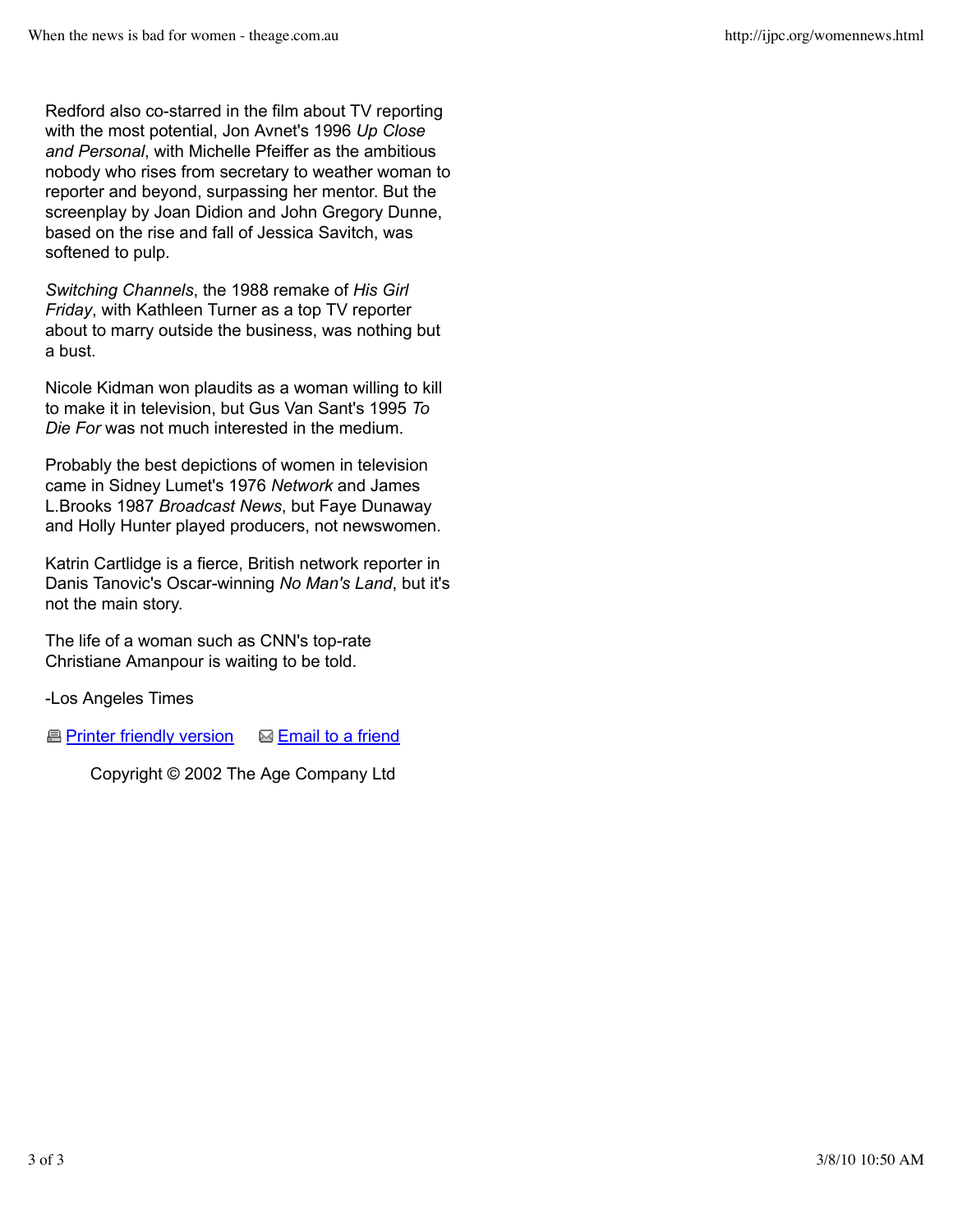Redford also co-starred in the film about TV reporting with the most potential, Jon Avnet's 1996 *Up Close and Personal*, with Michelle Pfeiffer as the ambitious nobody who rises from secretary to weather woman to reporter and beyond, surpassing her mentor. But the screenplay by Joan Didion and John Gregory Dunne, based on the rise and fall of Jessica Savitch, was softened to pulp.

*Switching Channels*, the 1988 remake of *His Girl Friday*, with Kathleen Turner as a top TV reporter about to marry outside the business, was nothing but a bust.

Nicole Kidman won plaudits as a woman willing to kill to make it in television, but Gus Van Sant's 1995 *To Die For* was not much interested in the medium.

Probably the best depictions of women in television came in Sidney Lumet's 1976 *Network* and James L.Brooks 1987 *Broadcast News*, but Faye Dunaway and Holly Hunter played producers, not newswomen.

Katrin Cartlidge is a fierce, British network reporter in Danis Tanovic's Oscar-winning *No Man's Land*, but it's not the main story.

The life of a woman such as CNN's top-rate Christiane Amanpour is waiting to be told.

-Los Angeles Times

Printer friendly version    Email to a friend

Copyright © 2002 The Age Company Ltd